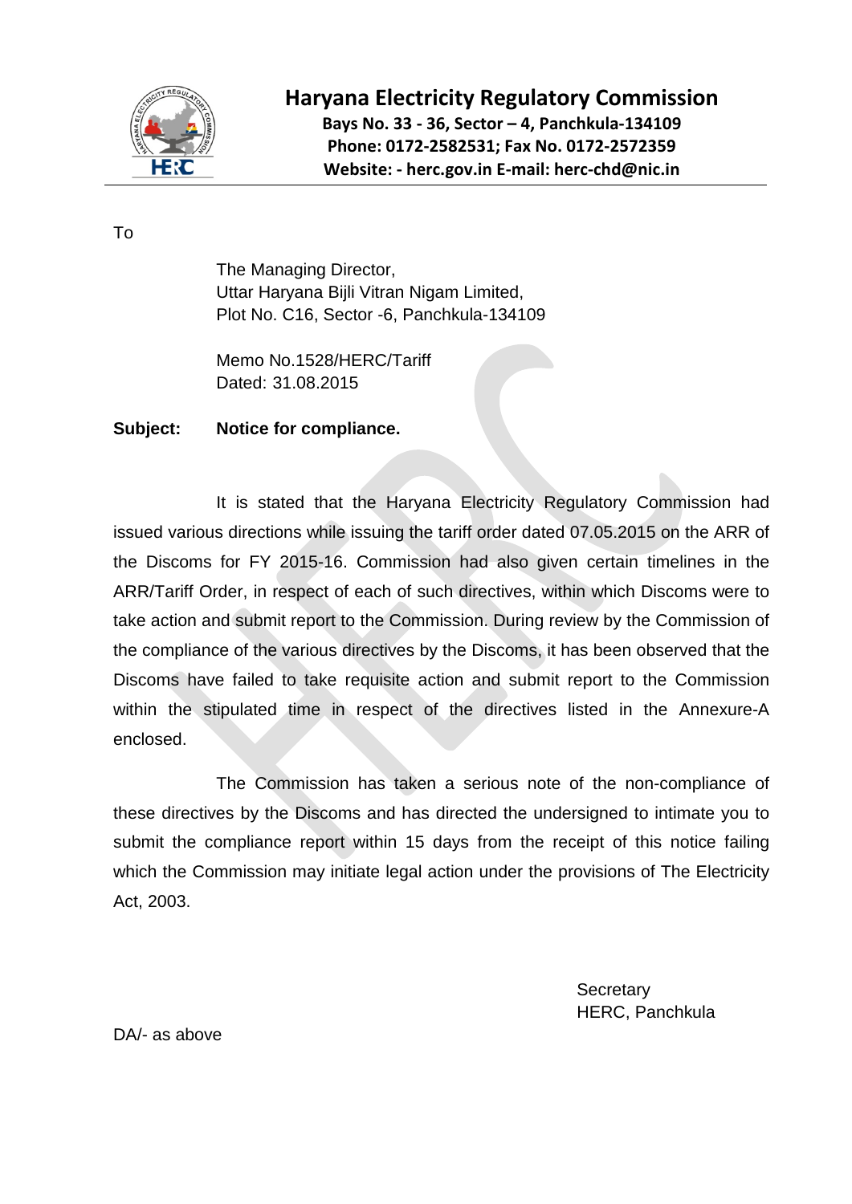# Haryana Electricity Regulatory Commission

**Bays No. 33 - 36, Sector – 4, Panchkula-134109**
**Phone: 0172-2582531; Fax No. 0172-2572359**
**Website: - herc.gov.in E-mail: herc-chd@nic.in**

---

To

The Managing Director,
Uttar Haryana Bijli Vitran Nigam Limited,
Plot No. C16, Sector -6, Panchkula-134109

Memo No.1528/HERC/Tariff
Dated: 31.08.2015

**Subject: Notice for compliance.**

It is stated that the Haryana Electricity Regulatory Commission had issued various directions while issuing the tariff order dated 07.05.2015 on the ARR of the Discoms for FY 2015-16. Commission had also given certain timelines in the ARR/Tariff Order, in respect of each of such directives, within which Discoms were to take action and submit report to the Commission. During review by the Commission of the compliance of the various directives by the Discoms, it has been observed that the Discoms have failed to take requisite action and submit report to the Commission within the stipulated time in respect of the directives listed in the Annexure-A enclosed.

The Commission has taken a serious note of the non-compliance of these directives by the Discoms and has directed the undersigned to intimate you to submit the compliance report within 15 days from the receipt of this notice failing which the Commission may initiate legal action under the provisions of The Electricity Act, 2003.

Secretary
HERC, Panchkula

DA/- as above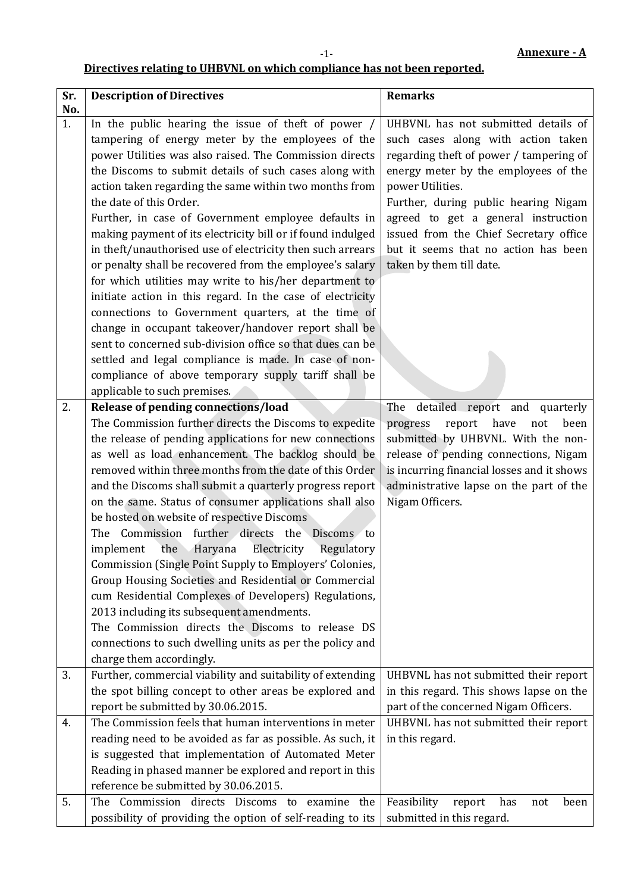**Annexure - A**

**Directives relating to UHBVNL on which compliance has not been reported.**

| Sr. No. | Description of Directives | Remarks |
|---|---|---|
| 1. | In the public hearing the issue of theft of power / tampering of energy meter by the employees of the power Utilities was also raised. The Commission directs the Discoms to submit details of such cases along with action taken regarding the same within two months from the date of this Order.<br>Further, in case of Government employee defaults in making payment of its electricity bill or if found indulged in theft/unauthorised use of electricity then such arrears or penalty shall be recovered from the employee's salary for which utilities may write to his/her department to initiate action in this regard. In the case of electricity connections to Government quarters, at the time of change in occupant takeover/handover report shall be sent to concerned sub-division office so that dues can be settled and legal compliance is made. In case of non-compliance of above temporary supply tariff shall be applicable to such premises. | UHBVNL has not submitted details of such cases along with action taken regarding theft of power / tampering of energy meter by the employees of the power Utilities.<br>Further, during public hearing Nigam agreed to get a general instruction issued from the Chief Secretary office but it seems that no action has been taken by them till date. |
| 2. | **Release of pending connections/load**<br>The Commission further directs the Discoms to expedite the release of pending applications for new connections as well as load enhancement. The backlog should be removed within three months from the date of this Order and the Discoms shall submit a quarterly progress report on the same. Status of consumer applications shall also be hosted on website of respective Discoms<br>The Commission further directs the Discoms to implement the Haryana Electricity Regulatory Commission (Single Point Supply to Employers' Colonies, Group Housing Societies and Residential or Commercial cum Residential Complexes of Developers) Regulations, 2013 including its subsequent amendments.<br>The Commission directs the Discoms to release DS connections to such dwelling units as per the policy and charge them accordingly. | The detailed report and quarterly progress report have not been submitted by UHBVNL. With the non-release of pending connections, Nigam is incurring financial losses and it shows administrative lapse on the part of the Nigam Officers. |
| 3. | Further, commercial viability and suitability of extending the spot billing concept to other areas be explored and report be submitted by 30.06.2015. | UHBVNL has not submitted their report in this regard. This shows lapse on the part of the concerned Nigam Officers. |
| 4. | The Commission feels that human interventions in meter reading need to be avoided as far as possible. As such, it is suggested that implementation of Automated Meter Reading in phased manner be explored and report in this reference be submitted by 30.06.2015. | UHBVNL has not submitted their report in this regard. |
| 5. | The Commission directs Discoms to examine the possibility of providing the option of self-reading to its | Feasibility report has not been submitted in this regard. |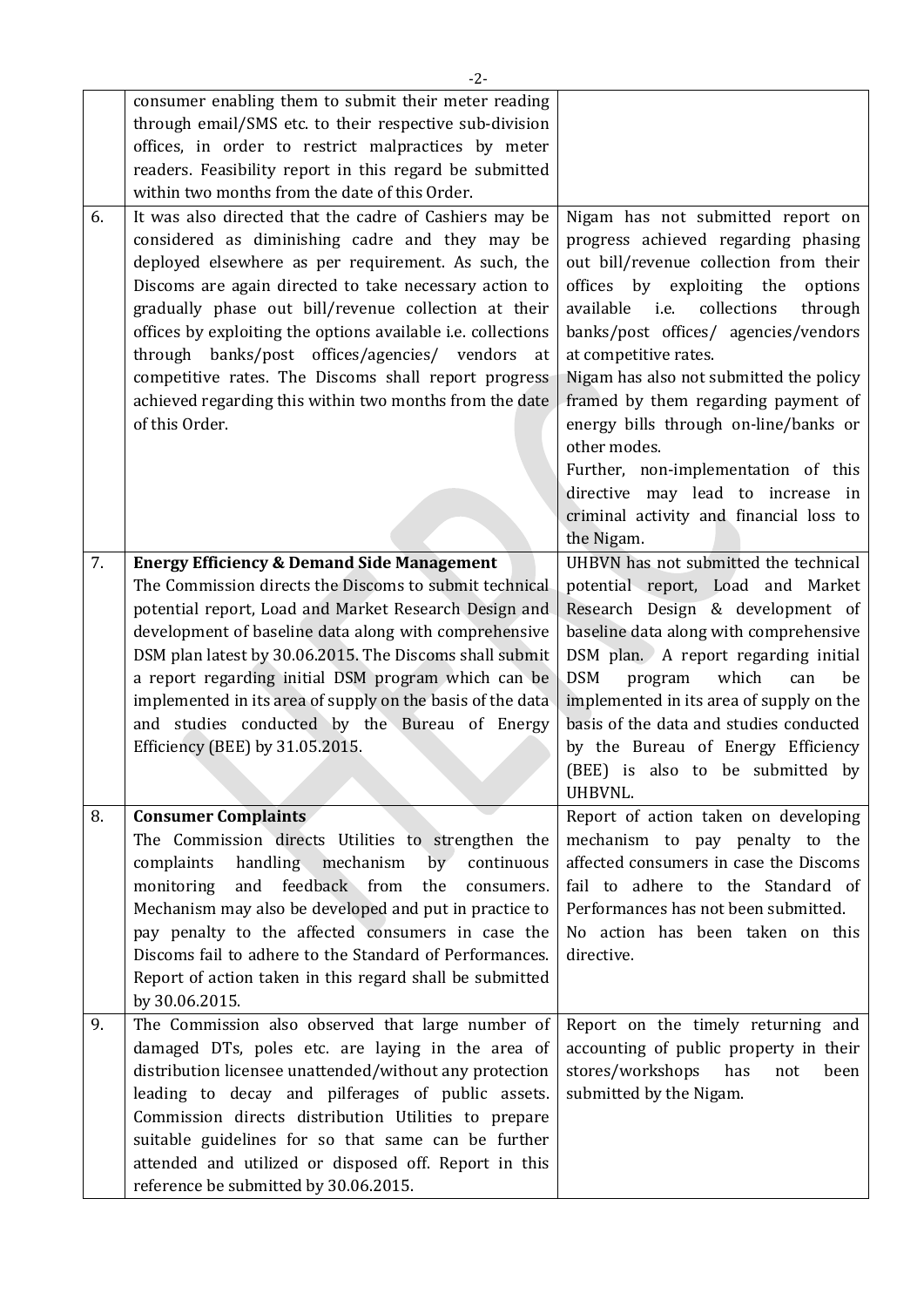| | | |
|---|---|---|
| | consumer enabling them to submit their meter reading through email/SMS etc. to their respective sub-division offices, in order to restrict malpractices by meter readers. Feasibility report in this regard be submitted within two months from the date of this Order. | |
| 6. | It was also directed that the cadre of Cashiers may be considered as diminishing cadre and they may be deployed elsewhere as per requirement. As such, the Discoms are again directed to take necessary action to gradually phase out bill/revenue collection at their offices by exploiting the options available i.e. collections through banks/post offices/agencies/ vendors at competitive rates. The Discoms shall report progress achieved regarding this within two months from the date of this Order. | Nigam has not submitted report on progress achieved regarding phasing out bill/revenue collection from their offices by exploiting the options available i.e. collections through banks/post offices/ agencies/vendors at competitive rates.<br>Nigam has also not submitted the policy framed by them regarding payment of energy bills through on-line/banks or other modes.<br>Further, non-implementation of this directive may lead to increase in criminal activity and financial loss to the Nigam. |
| 7. | **Energy Efficiency & Demand Side Management**<br>The Commission directs the Discoms to submit technical potential report, Load and Market Research Design and development of baseline data along with comprehensive DSM plan latest by 30.06.2015. The Discoms shall submit a report regarding initial DSM program which can be implemented in its area of supply on the basis of the data and studies conducted by the Bureau of Energy Efficiency (BEE) by 31.05.2015. | UHBVN has not submitted the technical potential report, Load and Market Research Design & development of baseline data along with comprehensive DSM plan. A report regarding initial DSM program which can be implemented in its area of supply on the basis of the data and studies conducted by the Bureau of Energy Efficiency (BEE) is also to be submitted by UHBVNL. |
| 8. | **Consumer Complaints**<br>The Commission directs Utilities to strengthen the complaints handling mechanism by continuous monitoring and feedback from the consumers. Mechanism may also be developed and put in practice to pay penalty to the affected consumers in case the Discoms fail to adhere to the Standard of Performances. Report of action taken in this regard shall be submitted by 30.06.2015. | Report of action taken on developing mechanism to pay penalty to the affected consumers in case the Discoms fail to adhere to the Standard of Performances has not been submitted.<br>No action has been taken on this directive. |
| 9. | The Commission also observed that large number of damaged DTs, poles etc. are laying in the area of distribution licensee unattended/without any protection leading to decay and pilferages of public assets. Commission directs distribution Utilities to prepare suitable guidelines for so that same can be further attended and utilized or disposed off. Report in this reference be submitted by 30.06.2015. | Report on the timely returning and accounting of public property in their stores/workshops has not been submitted by the Nigam. |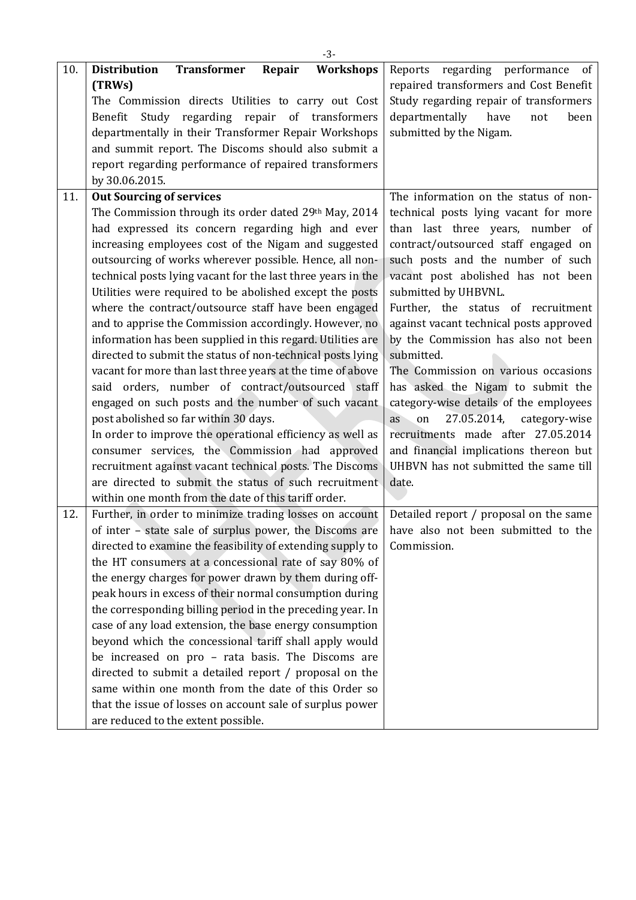| | | |
|---|---|---|
| 10. | **Distribution Transformer Repair Workshops (TRWs)**<br>The Commission directs Utilities to carry out Cost Benefit Study regarding repair of transformers departmentally in their Transformer Repair Workshops and summit report. The Discoms should also submit a report regarding performance of repaired transformers by 30.06.2015. | Reports regarding performance of repaired transformers and Cost Benefit Study regarding repair of transformers departmentally have not been submitted by the Nigam. |
| 11. | **Out Sourcing of services**<br>The Commission through its order dated 29th May, 2014 had expressed its concern regarding high and ever increasing employees cost of the Nigam and suggested outsourcing of works wherever possible. Hence, all non-technical posts lying vacant for the last three years in the Utilities were required to be abolished except the posts where the contract/outsource staff have been engaged and to apprise the Commission accordingly. However, no information has been supplied in this regard. Utilities are directed to submit the status of non-technical posts lying vacant for more than last three years at the time of above said orders, number of contract/outsourced staff engaged on such posts and the number of such vacant post abolished so far within 30 days.<br>In order to improve the operational efficiency as well as consumer services, the Commission had approved recruitment against vacant technical posts. The Discoms are directed to submit the status of such recruitment within one month from the date of this tariff order. | The information on the status of non-technical posts lying vacant for more than last three years, number of contract/outsourced staff engaged on such posts and the number of such vacant post abolished has not been submitted by UHBVNL.<br>Further, the status of recruitment against vacant technical posts approved by the Commission has also not been submitted.<br>The Commission on various occasions has asked the Nigam to submit the category-wise details of the employees as on 27.05.2014, category-wise recruitments made after 27.05.2014 and financial implications thereon but UHBVN has not submitted the same till date. |
| 12. | Further, in order to minimize trading losses on account of inter – state sale of surplus power, the Discoms are directed to examine the feasibility of extending supply to the HT consumers at a concessional rate of say 80% of the energy charges for power drawn by them during off-peak hours in excess of their normal consumption during the corresponding billing period in the preceding year. In case of any load extension, the base energy consumption beyond which the concessional tariff shall apply would be increased on pro – rata basis. The Discoms are directed to submit a detailed report / proposal on the same within one month from the date of this Order so that the issue of losses on account sale of surplus power are reduced to the extent possible. | Detailed report / proposal on the same have also not been submitted to the Commission. |